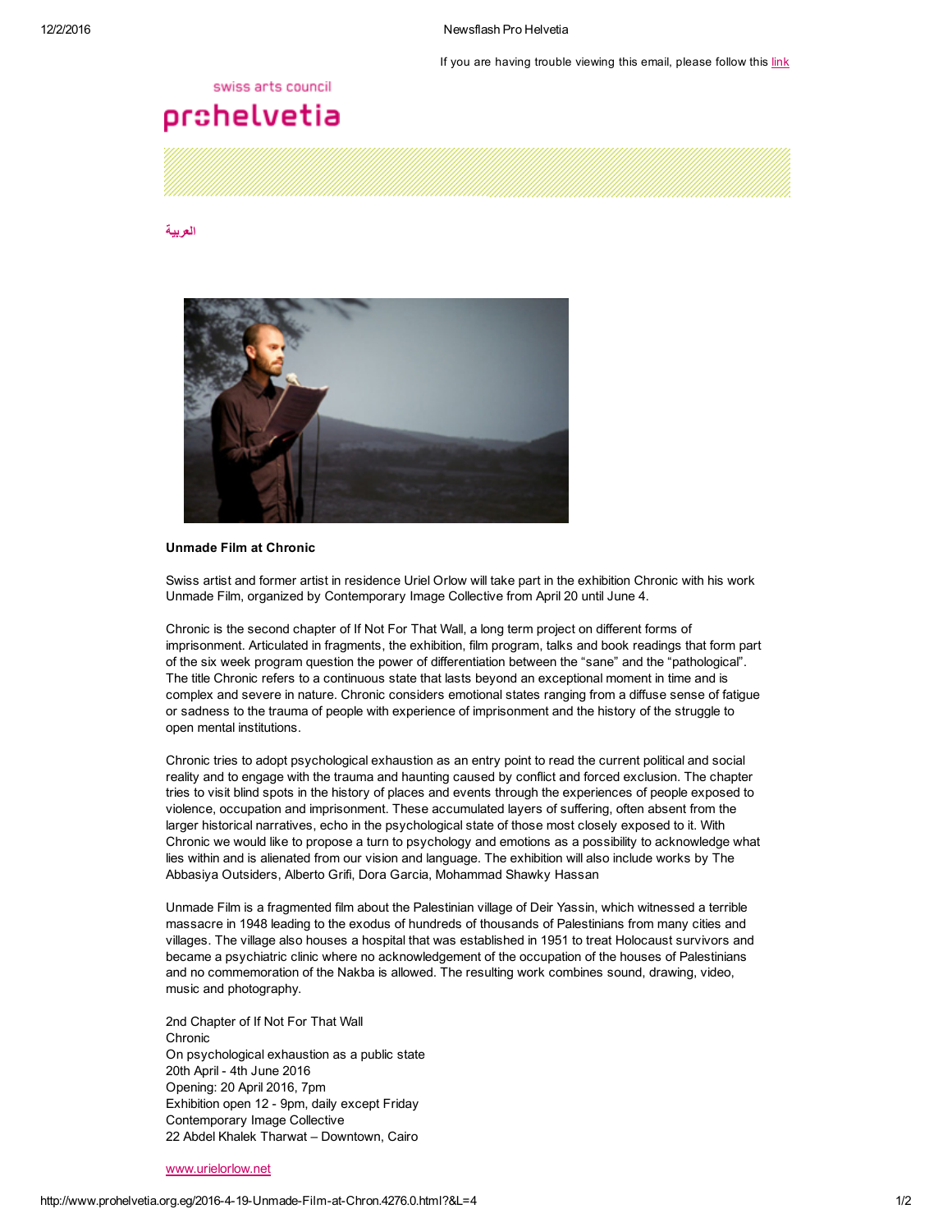If you are having trouble viewing this email, please follow this link

swiss arts council
prohelvetia

العربية

**Unmade Film at Chronic**

Swiss artist and former artist in residence Uriel Orlow will take part in the exhibition Chronic with his work Unmade Film, organized by Contemporary Image Collective from April 20 until June 4.

Chronic is the second chapter of If Not For That Wall, a long term project on different forms of imprisonment. Articulated in fragments, the exhibition, film program, talks and book readings that form part of the six week program question the power of differentiation between the "sane" and the "pathological". The title Chronic refers to a continuous state that lasts beyond an exceptional moment in time and is complex and severe in nature. Chronic considers emotional states ranging from a diffuse sense of fatigue or sadness to the trauma of people with experience of imprisonment and the history of the struggle to open mental institutions.

Chronic tries to adopt psychological exhaustion as an entry point to read the current political and social reality and to engage with the trauma and haunting caused by conflict and forced exclusion. The chapter tries to visit blind spots in the history of places and events through the experiences of people exposed to violence, occupation and imprisonment. These accumulated layers of suffering, often absent from the larger historical narratives, echo in the psychological state of those most closely exposed to it. With Chronic we would like to propose a turn to psychology and emotions as a possibility to acknowledge what lies within and is alienated from our vision and language. The exhibition will also include works by The Abbasiya Outsiders, Alberto Grifi, Dora Garcia, Mohammad Shawky Hassan

Unmade Film is a fragmented film about the Palestinian village of Deir Yassin, which witnessed a terrible massacre in 1948 leading to the exodus of hundreds of thousands of Palestinians from many cities and villages. The village also houses a hospital that was established in 1951 to treat Holocaust survivors and became a psychiatric clinic where no acknowledgement of the occupation of the houses of Palestinians and no commemoration of the Nakba is allowed. The resulting work combines sound, drawing, video, music and photography.

2nd Chapter of If Not For That Wall
Chronic
On psychological exhaustion as a public state
20th April - 4th June 2016
Opening: 20 April 2016, 7pm
Exhibition open 12 - 9pm, daily except Friday
Contemporary Image Collective
22 Abdel Khalek Tharwat – Downtown, Cairo

www.urielorlow.net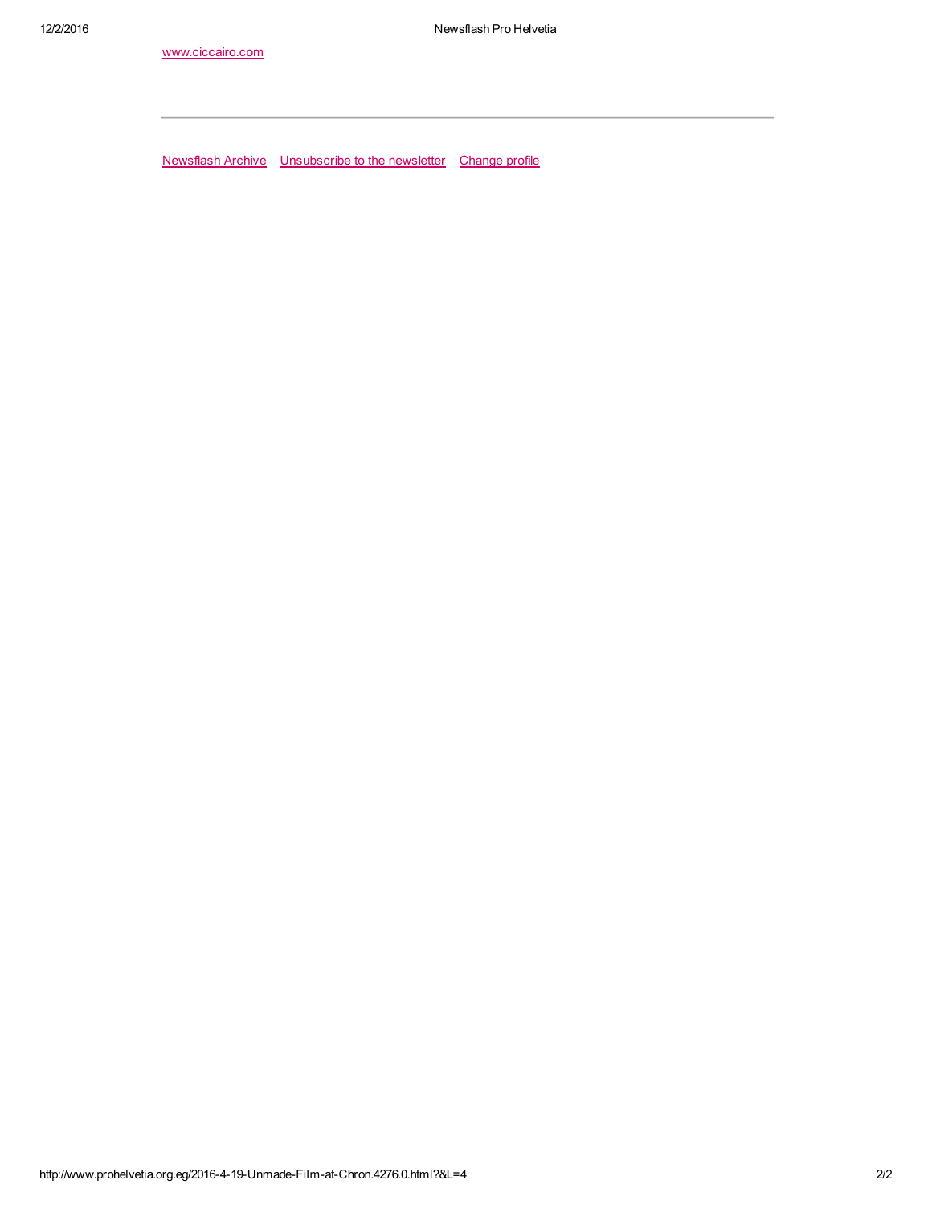www.ciccairo.com

---

Newsflash Archive    Unsubscribe to the newsletter    Change profile